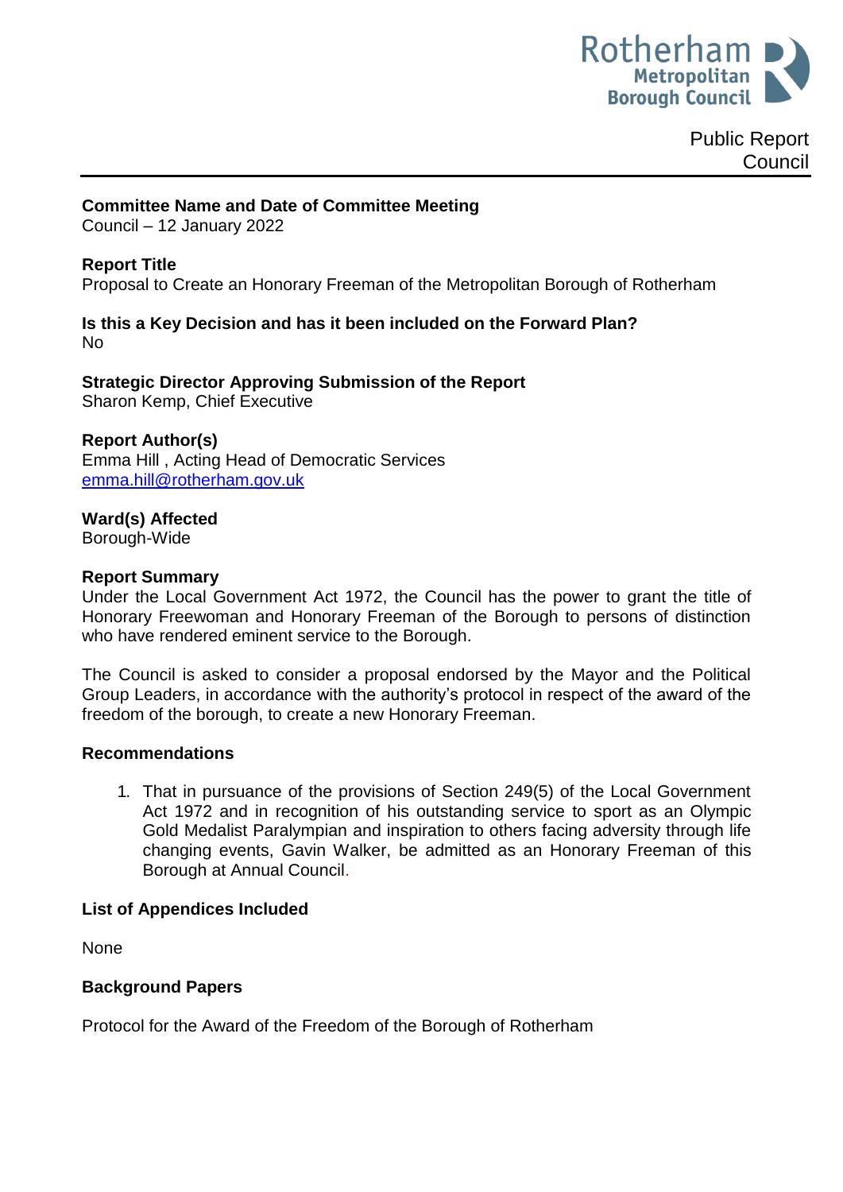Rotherham Metropolitan Borough Council

Public Report
Council

**Committee Name and Date of Committee Meeting**
Council – 12 January 2022

**Report Title**
Proposal to Create an Honorary Freeman of the Metropolitan Borough of Rotherham

**Is this a Key Decision and has it been included on the Forward Plan?**
No

**Strategic Director Approving Submission of the Report**
Sharon Kemp, Chief Executive

**Report Author(s)**
Emma Hill , Acting Head of Democratic Services
emma.hill@rotherham.gov.uk

**Ward(s) Affected**
Borough-Wide

**Report Summary**
Under the Local Government Act 1972, the Council has the power to grant the title of Honorary Freewoman and Honorary Freeman of the Borough to persons of distinction who have rendered eminent service to the Borough.

The Council is asked to consider a proposal endorsed by the Mayor and the Political Group Leaders, in accordance with the authority's protocol in respect of the award of the freedom of the borough, to create a new Honorary Freeman.

**Recommendations**

1. That in pursuance of the provisions of Section 249(5) of the Local Government Act 1972 and in recognition of his outstanding service to sport as an Olympic Gold Medalist Paralympian and inspiration to others facing adversity through life changing events, Gavin Walker, be admitted as an Honorary Freeman of this Borough at Annual Council.

**List of Appendices Included**

None

**Background Papers**

Protocol for the Award of the Freedom of the Borough of Rotherham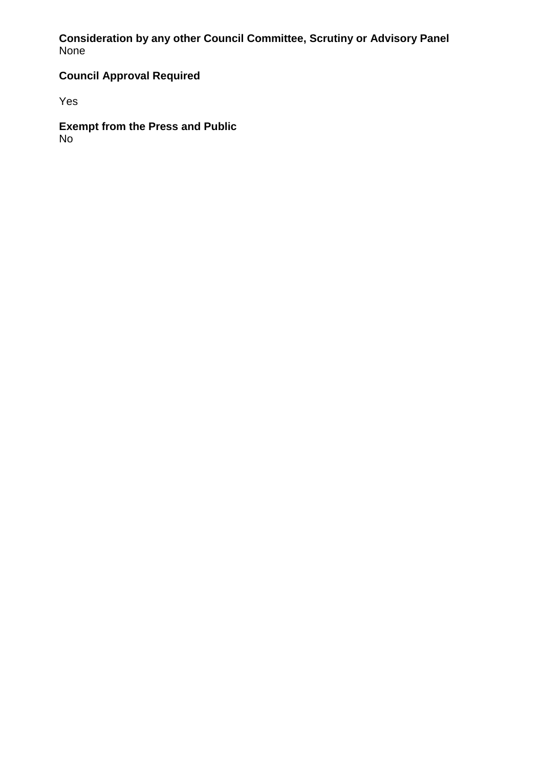**Consideration by any other Council Committee, Scrutiny or Advisory Panel**
None

**Council Approval Required**

Yes

**Exempt from the Press and Public**
No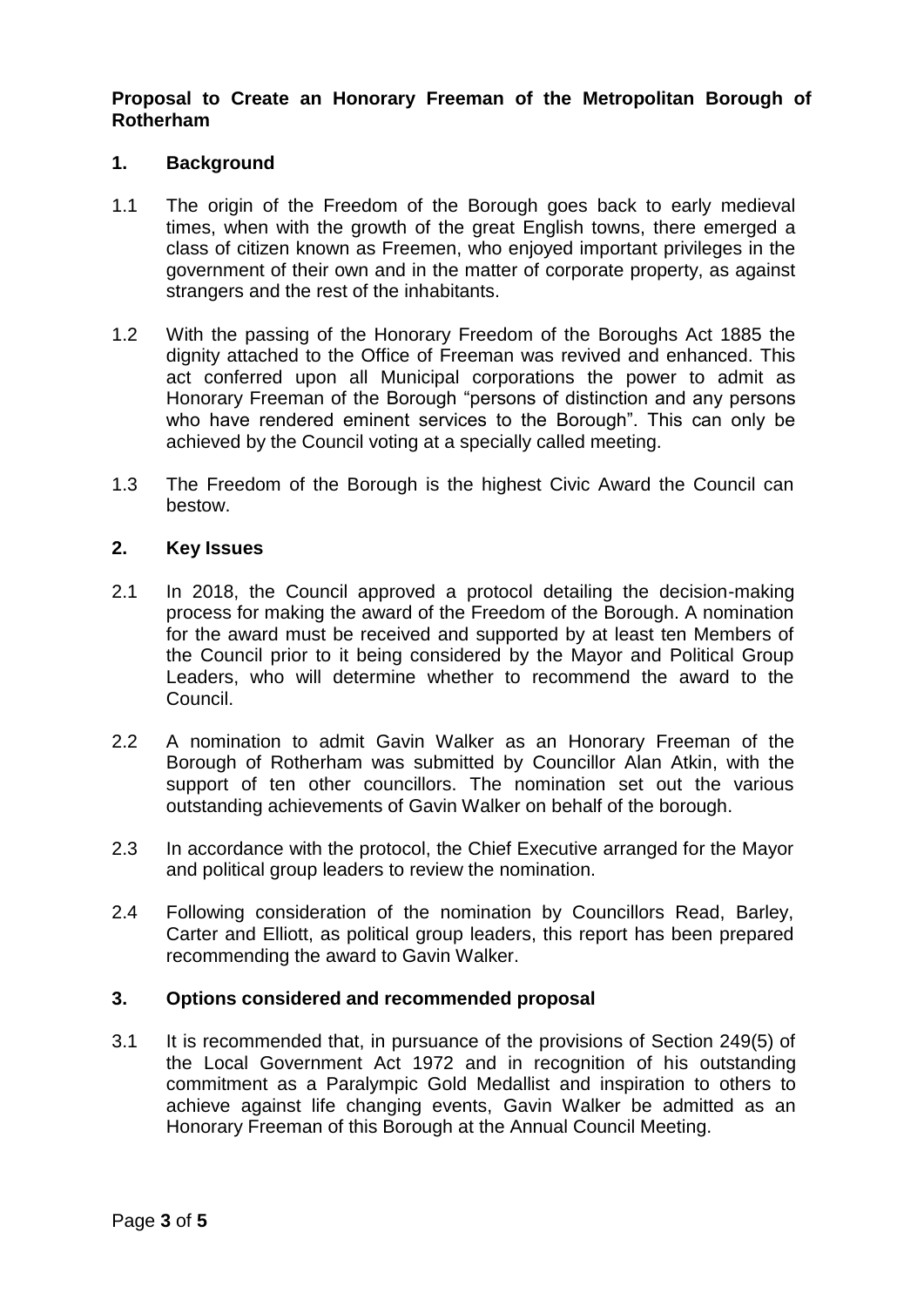**Proposal to Create an Honorary Freeman of the Metropolitan Borough of Rotherham**

## 1. Background

1.1 The origin of the Freedom of the Borough goes back to early medieval times, when with the growth of the great English towns, there emerged a class of citizen known as Freemen, who enjoyed important privileges in the government of their own and in the matter of corporate property, as against strangers and the rest of the inhabitants.

1.2 With the passing of the Honorary Freedom of the Boroughs Act 1885 the dignity attached to the Office of Freeman was revived and enhanced. This act conferred upon all Municipal corporations the power to admit as Honorary Freeman of the Borough "persons of distinction and any persons who have rendered eminent services to the Borough". This can only be achieved by the Council voting at a specially called meeting.

1.3 The Freedom of the Borough is the highest Civic Award the Council can bestow.

## 2. Key Issues

2.1 In 2018, the Council approved a protocol detailing the decision-making process for making the award of the Freedom of the Borough. A nomination for the award must be received and supported by at least ten Members of the Council prior to it being considered by the Mayor and Political Group Leaders, who will determine whether to recommend the award to the Council.

2.2 A nomination to admit Gavin Walker as an Honorary Freeman of the Borough of Rotherham was submitted by Councillor Alan Atkin, with the support of ten other councillors. The nomination set out the various outstanding achievements of Gavin Walker on behalf of the borough.

2.3 In accordance with the protocol, the Chief Executive arranged for the Mayor and political group leaders to review the nomination.

2.4 Following consideration of the nomination by Councillors Read, Barley, Carter and Elliott, as political group leaders, this report has been prepared recommending the award to Gavin Walker.

## 3. Options considered and recommended proposal

3.1 It is recommended that, in pursuance of the provisions of Section 249(5) of the Local Government Act 1972 and in recognition of his outstanding commitment as a Paralympic Gold Medallist and inspiration to others to achieve against life changing events, Gavin Walker be admitted as an Honorary Freeman of this Borough at the Annual Council Meeting.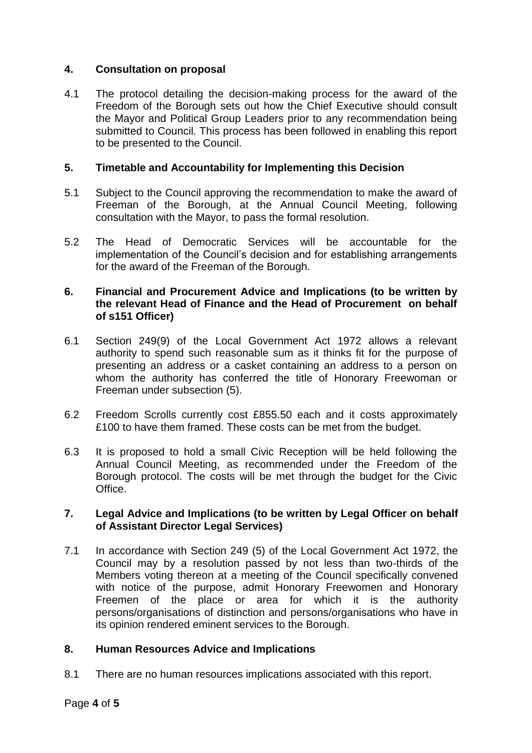## 4. Consultation on proposal

4.1 The protocol detailing the decision-making process for the award of the Freedom of the Borough sets out how the Chief Executive should consult the Mayor and Political Group Leaders prior to any recommendation being submitted to Council. This process has been followed in enabling this report to be presented to the Council.

## 5. Timetable and Accountability for Implementing this Decision

5.1 Subject to the Council approving the recommendation to make the award of Freeman of the Borough, at the Annual Council Meeting, following consultation with the Mayor, to pass the formal resolution.

5.2 The Head of Democratic Services will be accountable for the implementation of the Council's decision and for establishing arrangements for the award of the Freeman of the Borough.

## 6. Financial and Procurement Advice and Implications (to be written by the relevant Head of Finance and the Head of Procurement on behalf of s151 Officer)

6.1 Section 249(9) of the Local Government Act 1972 allows a relevant authority to spend such reasonable sum as it thinks fit for the purpose of presenting an address or a casket containing an address to a person on whom the authority has conferred the title of Honorary Freewoman or Freeman under subsection (5).

6.2 Freedom Scrolls currently cost £855.50 each and it costs approximately £100 to have them framed. These costs can be met from the budget.

6.3 It is proposed to hold a small Civic Reception will be held following the Annual Council Meeting, as recommended under the Freedom of the Borough protocol. The costs will be met through the budget for the Civic Office.

## 7. Legal Advice and Implications (to be written by Legal Officer on behalf of Assistant Director Legal Services)

7.1 In accordance with Section 249 (5) of the Local Government Act 1972, the Council may by a resolution passed by not less than two-thirds of the Members voting thereon at a meeting of the Council specifically convened with notice of the purpose, admit Honorary Freewomen and Honorary Freemen of the place or area for which it is the authority persons/organisations of distinction and persons/organisations who have in its opinion rendered eminent services to the Borough.

## 8. Human Resources Advice and Implications

8.1 There are no human resources implications associated with this report.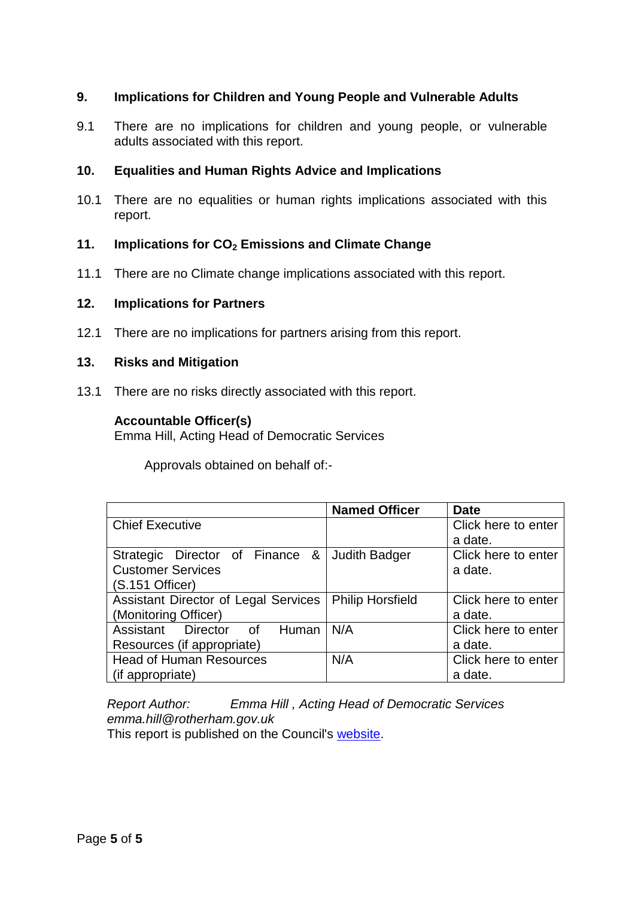## 9. Implications for Children and Young People and Vulnerable Adults

9.1 There are no implications for children and young people, or vulnerable adults associated with this report.

## 10. Equalities and Human Rights Advice and Implications

10.1 There are no equalities or human rights implications associated with this report.

## 11. Implications for $CO_2$ Emissions and Climate Change

11.1 There are no Climate change implications associated with this report.

## 12. Implications for Partners

12.1 There are no implications for partners arising from this report.

## 13. Risks and Mitigation

13.1 There are no risks directly associated with this report.

**Accountable Officer(s)**
Emma Hill, Acting Head of Democratic Services

Approvals obtained on behalf of:-

| | Named Officer | Date |
|---|---|---|
| Chief Executive | | Click here to enter a date. |
| Strategic Director of Finance & Customer Services (S.151 Officer) | Judith Badger | Click here to enter a date. |
| Assistant Director of Legal Services (Monitoring Officer) | Philip Horsfield | Click here to enter a date. |
| Assistant Director of Human Resources (if appropriate) | N/A | Click here to enter a date. |
| Head of Human Resources (if appropriate) | N/A | Click here to enter a date. |

*Report Author: Emma Hill , Acting Head of Democratic Services*
*emma.hill@rotherham.gov.uk*
This report is published on the Council's website.